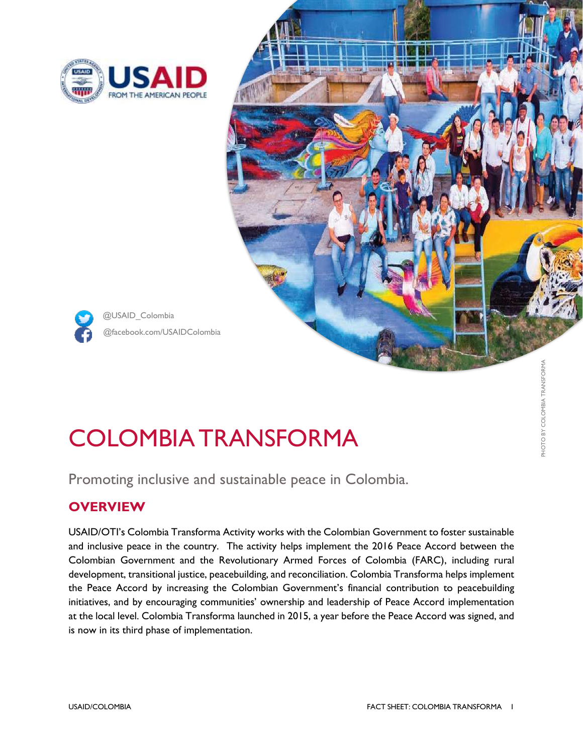@USAID_Colombia

@facebook.com/USAIDColombia

PHOTO BY COLOMBIA TRANSFORMA

# COLOMBIA TRANSFORMA

Promoting inclusive and sustainable peace in Colombia.

## OVERVIEW

USAID/OTI's Colombia Transforma Activity works with the Colombian Government to foster sustainable and inclusive peace in the country. The activity helps implement the 2016 Peace Accord between the Colombian Government and the Revolutionary Armed Forces of Colombia (FARC), including rural development, transitional justice, peacebuilding, and reconciliation. Colombia Transforma helps implement the Peace Accord by increasing the Colombian Government's financial contribution to peacebuilding initiatives, and by encouraging communities' ownership and leadership of Peace Accord implementation at the local level. Colombia Transforma launched in 2015, a year before the Peace Accord was signed, and is now in its third phase of implementation.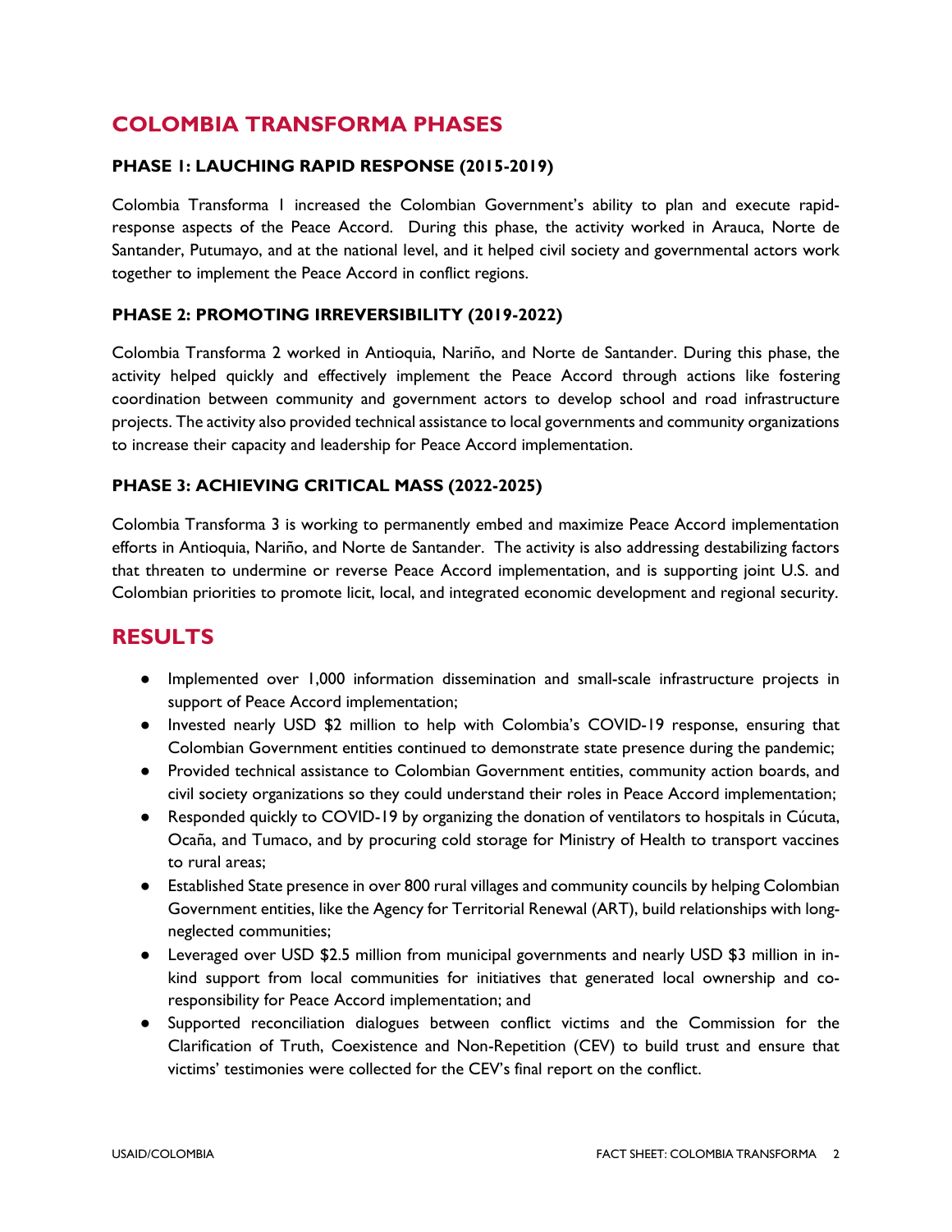## COLOMBIA TRANSFORMA PHASES

### PHASE 1: LAUCHING RAPID RESPONSE (2015-2019)

Colombia Transforma 1 increased the Colombian Government's ability to plan and execute rapid-response aspects of the Peace Accord. During this phase, the activity worked in Arauca, Norte de Santander, Putumayo, and at the national level, and it helped civil society and governmental actors work together to implement the Peace Accord in conflict regions.

### PHASE 2: PROMOTING IRREVERSIBILITY (2019-2022)

Colombia Transforma 2 worked in Antioquia, Nariño, and Norte de Santander. During this phase, the activity helped quickly and effectively implement the Peace Accord through actions like fostering coordination between community and government actors to develop school and road infrastructure projects. The activity also provided technical assistance to local governments and community organizations to increase their capacity and leadership for Peace Accord implementation.

### PHASE 3: ACHIEVING CRITICAL MASS (2022-2025)

Colombia Transforma 3 is working to permanently embed and maximize Peace Accord implementation efforts in Antioquia, Nariño, and Norte de Santander. The activity is also addressing destabilizing factors that threaten to undermine or reverse Peace Accord implementation, and is supporting joint U.S. and Colombian priorities to promote licit, local, and integrated economic development and regional security.

## RESULTS

- Implemented over 1,000 information dissemination and small-scale infrastructure projects in support of Peace Accord implementation;
- Invested nearly USD $2 million to help with Colombia's COVID-19 response, ensuring that Colombian Government entities continued to demonstrate state presence during the pandemic;
- Provided technical assistance to Colombian Government entities, community action boards, and civil society organizations so they could understand their roles in Peace Accord implementation;
- Responded quickly to COVID-19 by organizing the donation of ventilators to hospitals in Cúcuta, Ocaña, and Tumaco, and by procuring cold storage for Ministry of Health to transport vaccines to rural areas;
- Established State presence in over 800 rural villages and community councils by helping Colombian Government entities, like the Agency for Territorial Renewal (ART), build relationships with long-neglected communities;
- Leveraged over USD $2.5 million from municipal governments and nearly USD $3 million in in-kind support from local communities for initiatives that generated local ownership and co-responsibility for Peace Accord implementation; and
- Supported reconciliation dialogues between conflict victims and the Commission for the Clarification of Truth, Coexistence and Non-Repetition (CEV) to build trust and ensure that victims' testimonies were collected for the CEV's final report on the conflict.